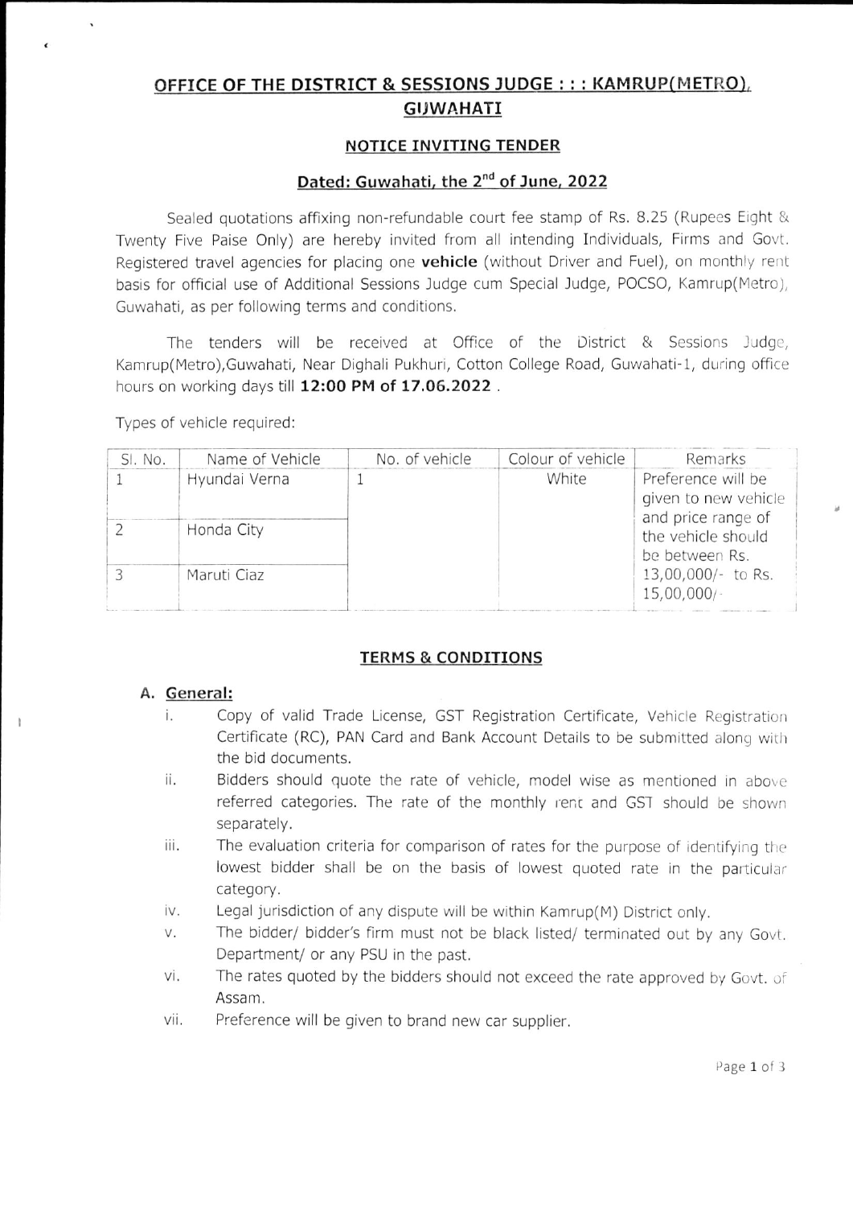# OFFICE OF THE DISTRICT & SESSIONS JUDGE : : : KAMRUP(METRO), GUWAHATI

## NOTICE INVITING TENDER

### Dated: Guwahati, the 2nd of June, 2022

Sealed quotations affixing non-refundable court fee stamp of Rs. 8.25 (Rupees Eight & Twenty Five Paise Only) are hereby invited from all intending Individuals, Firms and Govt. Registered travel agencies for placing one **vehicle** (without Driver and Fuel), on monthly rent basis for official use of Additional Sessions Judge cum Special Judge, POCSO, Kamrup(Metro), Guwahati, as per following terms and conditions.

The tenders will be received at Office of the District & Sessions Judge, Kamrup(Metro),Guwahati, Near Dighali Pukhuri, Cotton College Road, Guwahati-1, during office hours on working days till **12:00 PM of 17.06.2022** .

Types of vehicle required:

| Sl. No. | Name of Vehicle | No. of vehicle | Colour of vehicle | Remarks |
|---|---|---|---|---|
| 1 | Hyundai Verna | 1 | White | Preference will be given to new vehicle and price range of the vehicle should be between Rs. 13,00,000/- to Rs. 15,00,000/- |
| 2 | Honda City | | | |
| 3 | Maruti Ciaz | | | |

## TERMS & CONDITIONS

### A. General:

i. Copy of valid Trade License, GST Registration Certificate, Vehicle Registration Certificate (RC), PAN Card and Bank Account Details to be submitted along with the bid documents.

ii. Bidders should quote the rate of vehicle, model wise as mentioned in above referred categories. The rate of the monthly rent and GST should be shown separately.

iii. The evaluation criteria for comparison of rates for the purpose of identifying the lowest bidder shall be on the basis of lowest quoted rate in the particular category.

iv. Legal jurisdiction of any dispute will be within Kamrup(M) District only.

v. The bidder/ bidder's firm must not be black listed/ terminated out by any Govt. Department/ or any PSU in the past.

vi. The rates quoted by the bidders should not exceed the rate approved by Govt. of Assam.

vii. Preference will be given to brand new car supplier.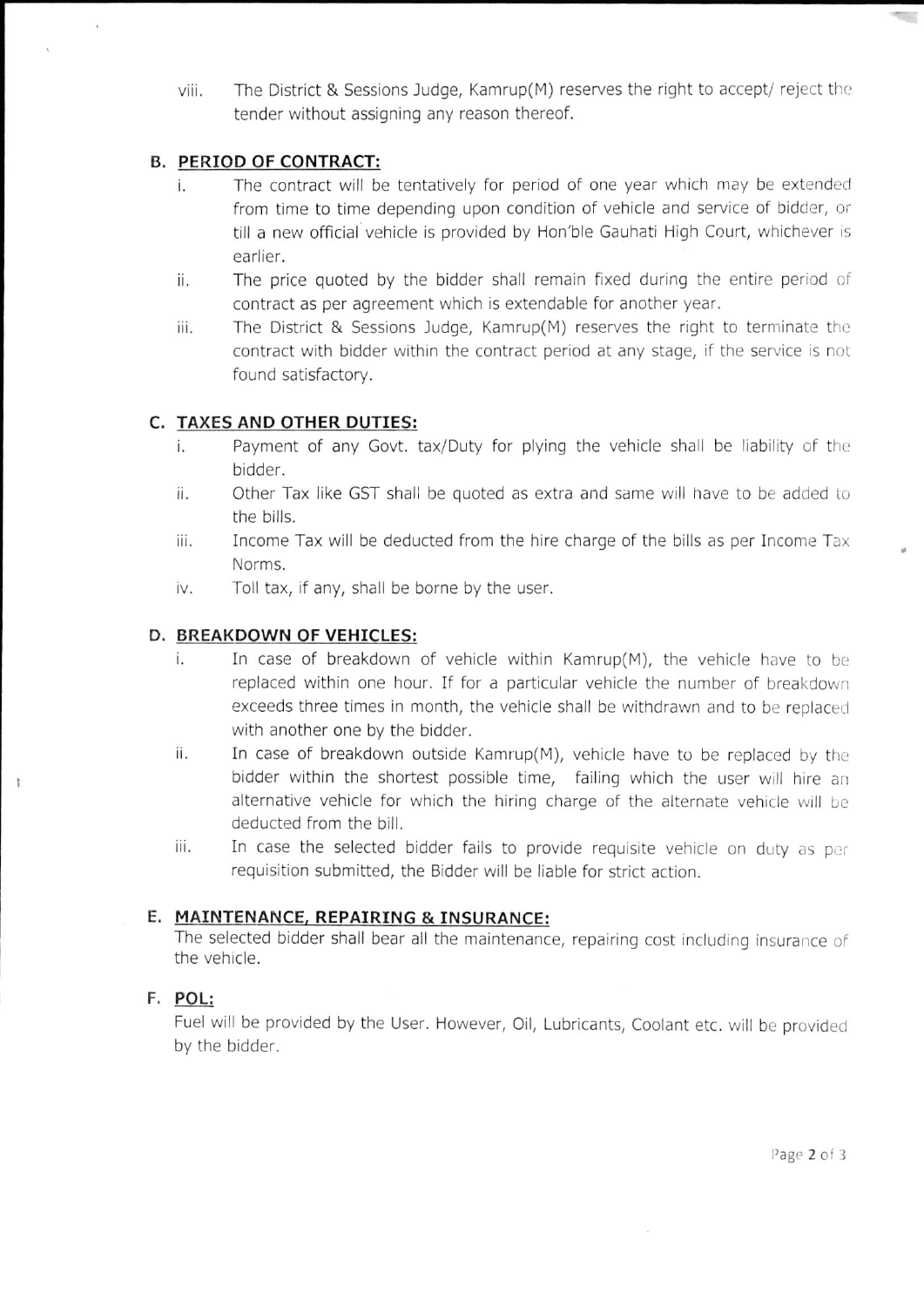viii. The District & Sessions Judge, Kamrup(M) reserves the right to accept/ reject the tender without assigning any reason thereof.

## B. PERIOD OF CONTRACT:

i. The contract will be tentatively for period of one year which may be extended from time to time depending upon condition of vehicle and service of bidder, or till a new official vehicle is provided by Hon'ble Gauhati High Court, whichever is earlier.

ii. The price quoted by the bidder shall remain fixed during the entire period of contract as per agreement which is extendable for another year.

iii. The District & Sessions Judge, Kamrup(M) reserves the right to terminate the contract with bidder within the contract period at any stage, if the service is not found satisfactory.

## C. TAXES AND OTHER DUTIES:

i. Payment of any Govt. tax/Duty for plying the vehicle shall be liability of the bidder.

ii. Other Tax like GST shall be quoted as extra and same will have to be added to the bills.

iii. Income Tax will be deducted from the hire charge of the bills as per Income Tax Norms.

iv. Toll tax, if any, shall be borne by the user.

## D. BREAKDOWN OF VEHICLES:

i. In case of breakdown of vehicle within Kamrup(M), the vehicle have to be replaced within one hour. If for a particular vehicle the number of breakdown exceeds three times in month, the vehicle shall be withdrawn and to be replaced with another one by the bidder.

ii. In case of breakdown outside Kamrup(M), vehicle have to be replaced by the bidder within the shortest possible time, failing which the user will hire an alternative vehicle for which the hiring charge of the alternate vehicle will be deducted from the bill.

iii. In case the selected bidder fails to provide requisite vehicle on duty as per requisition submitted, the Bidder will be liable for strict action.

## E. MAINTENANCE, REPAIRING & INSURANCE:

The selected bidder shall bear all the maintenance, repairing cost including insurance of the vehicle.

## F. POL:

Fuel will be provided by the User. However, Oil, Lubricants, Coolant etc. will be provided by the bidder.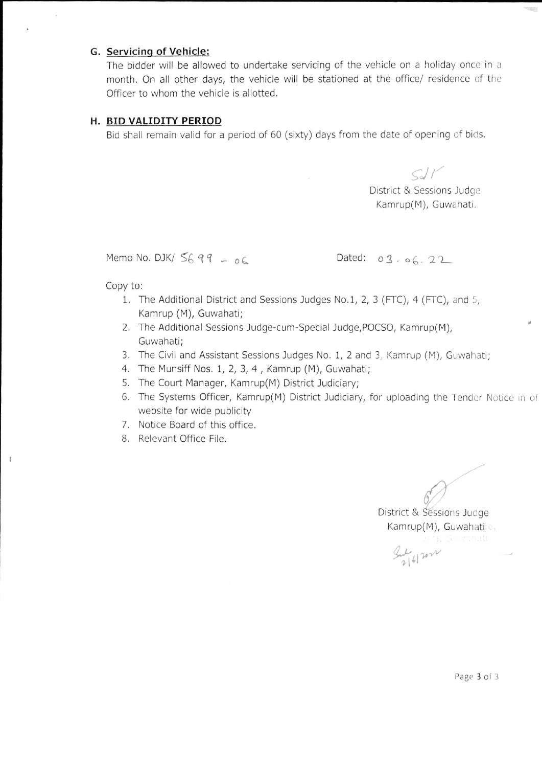**G. Servicing of Vehicle:**

The bidder will be allowed to undertake servicing of the vehicle on a holiday once in a month. On all other days, the vehicle will be stationed at the office/ residence of the Officer to whom the vehicle is allotted.

**H. BID VALIDITY PERIOD**

Bid shall remain valid for a period of 60 (sixty) days from the date of opening of bids.

Sd/-

District & Sessions Judge
Kamrup(M), Guwahati.

Memo No. DJK/ 5699 – 06 Dated: 03.06.22

Copy to:

1. The Additional District and Sessions Judges No.1, 2, 3 (FTC), 4 (FTC), and 5, Kamrup (M), Guwahati;
2. The Additional Sessions Judge-cum-Special Judge,POCSO, Kamrup(M), Guwahati;
3. The Civil and Assistant Sessions Judges No. 1, 2 and 3, Kamrup (M), Guwahati;
4. The Munsiff Nos. 1, 2, 3, 4 , Kamrup (M), Guwahati;
5. The Court Manager, Kamrup(M) District Judiciary;
6. The Systems Officer, Kamrup(M) District Judiciary, for uploading the Tender Notice in of website for wide publicity
7. Notice Board of this office.
8. Relevant Office File.

District & Sessions Judge
Kamrup(M), Guwahati

2/6/2022